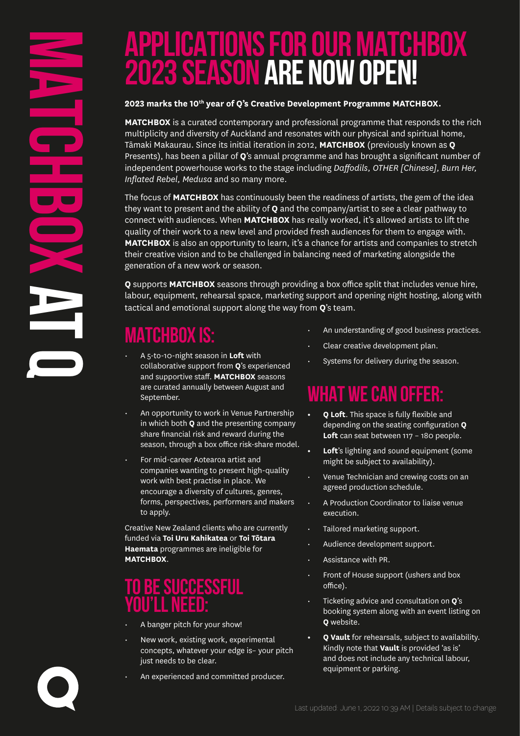# MATCHBOX AT Q

# APPLICATIONS FOR OUR MATCHBOX 2023 SEASON ARE NOW OPEN!

**2023 marks the 10th year of Q's Creative Development Programme MATCHBOX.**

**MATCHBOX** is a curated contemporary and professional programme that responds to the rich multiplicity and diversity of Auckland and resonates with our physical and spiritual home, Tāmaki Makaurau. Since its initial iteration in 2012, **MATCHBOX** (previously known as **Q** Presents), has been a pillar of **Q**'s annual programme and has brought a significant number of independent powerhouse works to the stage including *Daffodils, OTHER [Chinese], Burn Her, Inflated Rebel, Medusa* and so many more.

The focus of **MATCHBOX** has continuously been the readiness of artists, the gem of the idea they want to present and the ability of **Q** and the company/artist to see a clear pathway to connect with audiences. When **MATCHBOX** has really worked, it's allowed artists to lift the quality of their work to a new level and provided fresh audiences for them to engage with. **MATCHBOX** is also an opportunity to learn, it's a chance for artists and companies to stretch their creative vision and to be challenged in balancing need of marketing alongside the generation of a new work or season.

**Q** supports **MATCHBOX** seasons through providing a box office split that includes venue hire, labour, equipment, rehearsal space, marketing support and opening night hosting, along with tactical and emotional support along the way from **Q**'s team.

## MATCHBOX IS:

- A 5-to-10-night season in **Loft** with collaborative support from **Q**'s experienced and supportive staff. **MATCHBOX** seasons are curated annually between August and September.
- An opportunity to work in Venue Partnership in which both **Q** and the presenting company share financial risk and reward during the season, through a box office risk-share model.
- For mid-career Aotearoa artist and companies wanting to present high-quality work with best practise in place. We encourage a diversity of cultures, genres, forms, perspectives, performers and makers to apply.

Creative New Zealand clients who are currently funded via **Toi Uru Kahikatea** or **Toi Tōtara Haemata** programmes are ineligible for **MATCHBOX**.

## TO BE SUCCESSFUL YOU'LL NEED:

- A banger pitch for your show!
- New work, existing work, experimental concepts, whatever your edge is– your pitch just needs to be clear.
- An experienced and committed producer.
- An understanding of good business practices.
- Clear creative development plan.
- Systems for delivery during the season.

## WHAT WE CAN OFFER:

- **Q Loft**. This space is fully flexible and depending on the seating configuration **Q Loft** can seat between 117 – 180 people.
- **Loft**'s lighting and sound equipment (some might be subject to availability).
- Venue Technician and crewing costs on an agreed production schedule.
- A Production Coordinator to liaise venue execution.
- Tailored marketing support.
- Audience development support.
- Assistance with PR.
- Front of House support (ushers and box office).
- Ticketing advice and consultation on **Q**'s booking system along with an event listing on **Q** website.
- **Q Vault** for rehearsals, subject to availability. Kindly note that **Vault** is provided 'as is' and does not include any technical labour, equipment or parking.

Last updated: June 1, 2022 10:39 AM | Details subject to change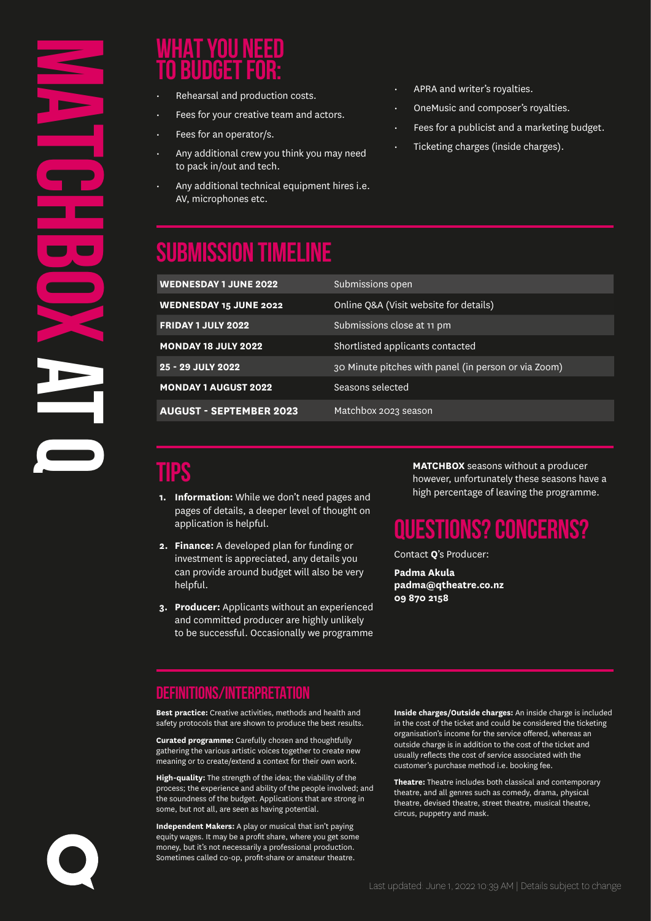# MATCHBOX AT Q

## WHAT YOU NEED TO BUDGET FOR:

- Rehearsal and production costs.
- Fees for your creative team and actors.
- Fees for an operator/s.
- Any additional crew you think you may need to pack in/out and tech.
- Any additional technical equipment hires i.e. AV, microphones etc.
- APRA and writer's royalties.
- OneMusic and composer's royalties.
- Fees for a publicist and a marketing budget.
- Ticketing charges (inside charges).

## SUBMISSION TIMELINE

| | |
|---|---|
| **WEDNESDAY 1 JUNE 2022** | Submissions open |
| **WEDNESDAY 15 JUNE 2022** | Online Q&A (Visit website for details) |
| **FRIDAY 1 JULY 2022** | Submissions close at 11 pm |
| **MONDAY 18 JULY 2022** | Shortlisted applicants contacted |
| **25 - 29 JULY 2022** | 30 Minute pitches with panel (in person or via Zoom) |
| **MONDAY 1 AUGUST 2022** | Seasons selected |
| **AUGUST - SEPTEMBER 2023** | Matchbox 2023 season |

## TIPS

1. **Information:** While we don't need pages and pages of details, a deeper level of thought on application is helpful.
2. **Finance:** A developed plan for funding or investment is appreciated, any details you can provide around budget will also be very helpful.
3. **Producer:** Applicants without an experienced and committed producer are highly unlikely to be successful. Occasionally we programme **MATCHBOX** seasons without a producer however, unfortunately these seasons have a high percentage of leaving the programme.

## QUESTIONS? CONCERNS?

Contact **Q**'s Producer:

**Padma Akula**
**padma@qtheatre.co.nz**
**09 870 2158**

## DEFINITIONS/INTERPRETATION

**Best practice:** Creative activities, methods and health and safety protocols that are shown to produce the best results.

**Curated programme:** Carefully chosen and thoughtfully gathering the various artistic voices together to create new meaning or to create/extend a context for their own work.

**High-quality:** The strength of the idea; the viability of the process; the experience and ability of the people involved; and the soundness of the budget. Applications that are strong in some, but not all, are seen as having potential.

**Independent Makers:** A play or musical that isn't paying equity wages. It may be a profit share, where you get some money, but it's not necessarily a professional production. Sometimes called co-op, profit-share or amateur theatre.

**Inside charges/Outside charges:** An inside charge is included in the cost of the ticket and could be considered the ticketing organisation's income for the service offered, whereas an outside charge is in addition to the cost of the ticket and usually reflects the cost of service associated with the customer's purchase method i.e. booking fee.

**Theatre:** Theatre includes both classical and contemporary theatre, and all genres such as comedy, drama, physical theatre, devised theatre, street theatre, musical theatre, circus, puppetry and mask.

Last updated: June 1, 2022 10:39 AM | Details subject to change